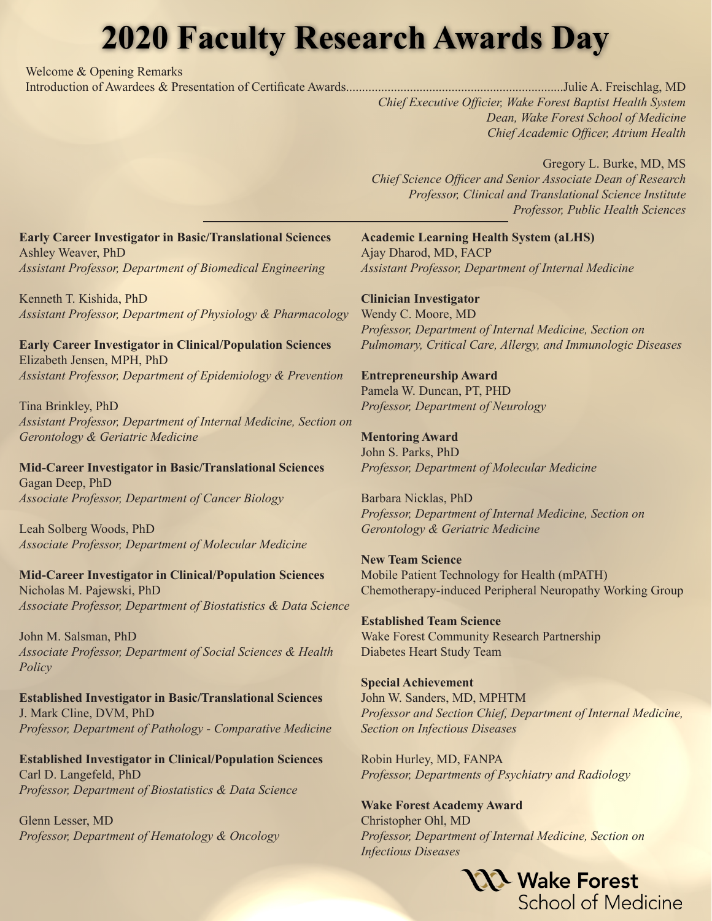# 2020 Faculty Research Awards Day

Welcome & Opening Remarks
Introduction of Awardees & Presentation of Certificate Awards..................................................................Julie A. Freischlag, MD
*Chief Executive Officer, Wake Forest Baptist Health System*
*Dean, Wake Forest School of Medicine*
*Chief Academic Officer, Atrium Health*

Gregory L. Burke, MD, MS
*Chief Science Officer and Senior Associate Dean of Research*
*Professor, Clinical and Translational Science Institute*
*Professor, Public Health Sciences*

---

**Early Career Investigator in Basic/Translational Sciences**
Ashley Weaver, PhD
*Assistant Professor, Department of Biomedical Engineering*

Kenneth T. Kishida, PhD
*Assistant Professor, Department of Physiology & Pharmacology*

**Early Career Investigator in Clinical/Population Sciences**
Elizabeth Jensen, MPH, PhD
*Assistant Professor, Department of Epidemiology & Prevention*

Tina Brinkley, PhD
*Assistant Professor, Department of Internal Medicine, Section on Gerontology & Geriatric Medicine*

**Mid-Career Investigator in Basic/Translational Sciences**
Gagan Deep, PhD
*Associate Professor, Department of Cancer Biology*

Leah Solberg Woods, PhD
*Associate Professor, Department of Molecular Medicine*

**Mid-Career Investigator in Clinical/Population Sciences**
Nicholas M. Pajewski, PhD
*Associate Professor, Department of Biostatistics & Data Science*

John M. Salsman, PhD
*Associate Professor, Department of Social Sciences & Health Policy*

**Established Investigator in Basic/Translational Sciences**
J. Mark Cline, DVM, PhD
*Professor, Department of Pathology - Comparative Medicine*

**Established Investigator in Clinical/Population Sciences**
Carl D. Langefeld, PhD
*Professor, Department of Biostatistics & Data Science*

Glenn Lesser, MD
*Professor, Department of Hematology & Oncology*

**Academic Learning Health System (aLHS)**
Ajay Dharod, MD, FACP
*Assistant Professor, Department of Internal Medicine*

**Clinician Investigator**
Wendy C. Moore, MD
*Professor, Department of Internal Medicine, Section on Pulmomary, Critical Care, Allergy, and Immunologic Diseases*

**Entrepreneurship Award**
Pamela W. Duncan, PT, PHD
*Professor, Department of Neurology*

**Mentoring Award**
John S. Parks, PhD
*Professor, Department of Molecular Medicine*

Barbara Nicklas, PhD
*Professor, Department of Internal Medicine, Section on Gerontology & Geriatric Medicine*

**New Team Science**
Mobile Patient Technology for Health (mPATH)
Chemotherapy-induced Peripheral Neuropathy Working Group

**Established Team Science**
Wake Forest Community Research Partnership
Diabetes Heart Study Team

**Special Achievement**
John W. Sanders, MD, MPHTM
*Professor and Section Chief, Department of Internal Medicine, Section on Infectious Diseases*

Robin Hurley, MD, FANPA
*Professor, Departments of Psychiatry and Radiology*

**Wake Forest Academy Award**
Christopher Ohl, MD
*Professor, Department of Internal Medicine, Section on Infectious Diseases*

Wake Forest School of Medicine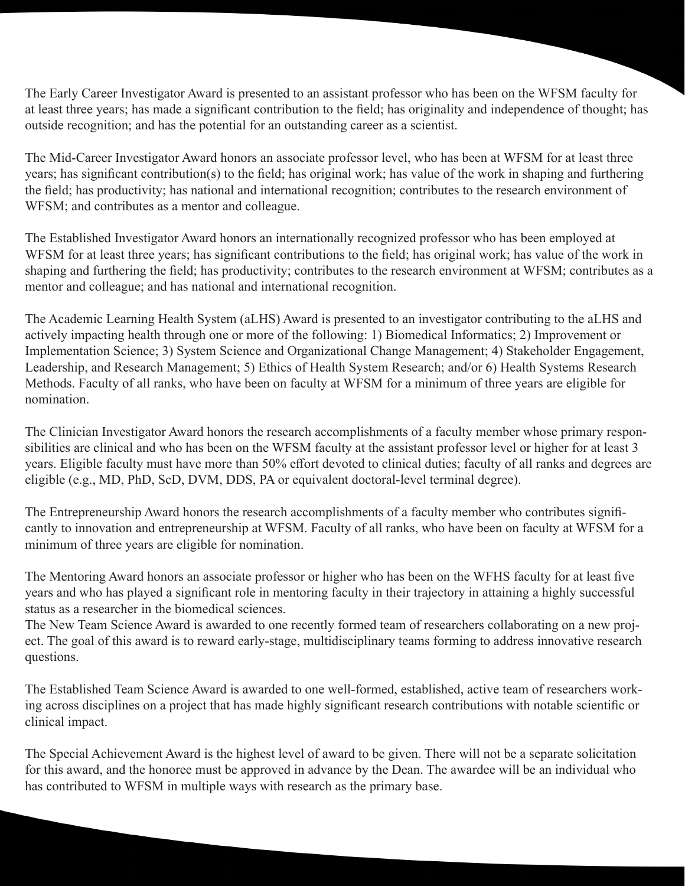The Early Career Investigator Award is presented to an assistant professor who has been on the WFSM faculty for at least three years; has made a significant contribution to the field; has originality and independence of thought; has outside recognition; and has the potential for an outstanding career as a scientist.

The Mid-Career Investigator Award honors an associate professor level, who has been at WFSM for at least three years; has significant contribution(s) to the field; has original work; has value of the work in shaping and furthering the field; has productivity; has national and international recognition; contributes to the research environment of WFSM; and contributes as a mentor and colleague.

The Established Investigator Award honors an internationally recognized professor who has been employed at WFSM for at least three years; has significant contributions to the field; has original work; has value of the work in shaping and furthering the field; has productivity; contributes to the research environment at WFSM; contributes as a mentor and colleague; and has national and international recognition.

The Academic Learning Health System (aLHS) Award is presented to an investigator contributing to the aLHS and actively impacting health through one or more of the following: 1) Biomedical Informatics; 2) Improvement or Implementation Science; 3) System Science and Organizational Change Management; 4) Stakeholder Engagement, Leadership, and Research Management; 5) Ethics of Health System Research; and/or 6) Health Systems Research Methods. Faculty of all ranks, who have been on faculty at WFSM for a minimum of three years are eligible for nomination.

The Clinician Investigator Award honors the research accomplishments of a faculty member whose primary responsibilities are clinical and who has been on the WFSM faculty at the assistant professor level or higher for at least 3 years. Eligible faculty must have more than 50% effort devoted to clinical duties; faculty of all ranks and degrees are eligible (e.g., MD, PhD, ScD, DVM, DDS, PA or equivalent doctoral-level terminal degree).

The Entrepreneurship Award honors the research accomplishments of a faculty member who contributes significantly to innovation and entrepreneurship at WFSM. Faculty of all ranks, who have been on faculty at WFSM for a minimum of three years are eligible for nomination.

The Mentoring Award honors an associate professor or higher who has been on the WFHS faculty for at least five years and who has played a significant role in mentoring faculty in their trajectory in attaining a highly successful status as a researcher in the biomedical sciences.

The New Team Science Award is awarded to one recently formed team of researchers collaborating on a new project. The goal of this award is to reward early-stage, multidisciplinary teams forming to address innovative research questions.

The Established Team Science Award is awarded to one well-formed, established, active team of researchers working across disciplines on a project that has made highly significant research contributions with notable scientific or clinical impact.

The Special Achievement Award is the highest level of award to be given. There will not be a separate solicitation for this award, and the honoree must be approved in advance by the Dean. The awardee will be an individual who has contributed to WFSM in multiple ways with research as the primary base.